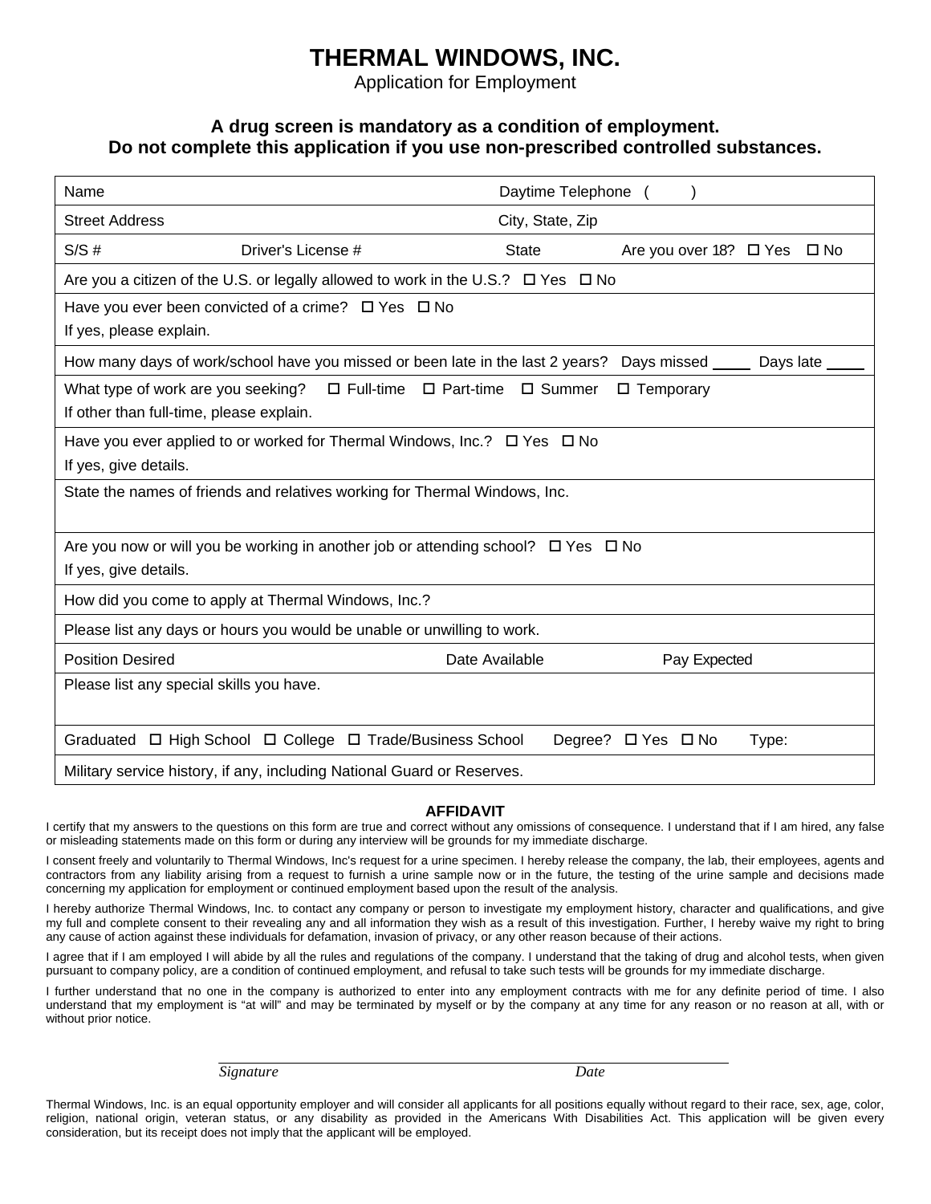# THERMAL WINDOWS, INC.

Application for Employment

### A drug screen is mandatory as a condition of employment.
### Do not complete this application if you use non-prescribed controlled substances.

| | | | |
|---|---|---|---|
| Name | | Daytime Telephone ( ) | |
| Street Address | | City, State, Zip | |
| S/S # | Driver's License # | State | Are you over 18? ☐ Yes ☐ No |
| Are you a citizen of the U.S. or legally allowed to work in the U.S.? ☐ Yes ☐ No | | | |
| Have you ever been convicted of a crime? ☐ Yes ☐ No<br>If yes, please explain. | | | |
| How many days of work/school have you missed or been late in the last 2 years? Days missed ____ Days late ____ | | | |
| What type of work are you seeking? ☐ Full-time ☐ Part-time ☐ Summer ☐ Temporary<br>If other than full-time, please explain. | | | |
| Have you ever applied to or worked for Thermal Windows, Inc.? ☐ Yes ☐ No<br>If yes, give details. | | | |
| State the names of friends and relatives working for Thermal Windows, Inc. | | | |
| Are you now or will you be working in another job or attending school? ☐ Yes ☐ No<br>If yes, give details. | | | |
| How did you come to apply at Thermal Windows, Inc.? | | | |
| Please list any days or hours you would be unable or unwilling to work. | | | |
| Position Desired | Date Available | Pay Expected | |
| Please list any special skills you have. | | | |
| Graduated ☐ High School ☐ College ☐ Trade/Business School | Degree? ☐ Yes ☐ No | Type: | |
| Military service history, if any, including National Guard or Reserves. | | | |

**AFFIDAVIT**

I certify that my answers to the questions on this form are true and correct without any omissions of consequence. I understand that if I am hired, any false or misleading statements made on this form or during any interview will be grounds for my immediate discharge.

I consent freely and voluntarily to Thermal Windows, Inc's request for a urine specimen. I hereby release the company, the lab, their employees, agents and contractors from any liability arising from a request to furnish a urine sample now or in the future, the testing of the urine sample and decisions made concerning my application for employment or continued employment based upon the result of the analysis.

I hereby authorize Thermal Windows, Inc. to contact any company or person to investigate my employment history, character and qualifications, and give my full and complete consent to their revealing any and all information they wish as a result of this investigation. Further, I hereby waive my right to bring any cause of action against these individuals for defamation, invasion of privacy, or any other reason because of their actions.

I agree that if I am employed I will abide by all the rules and regulations of the company. I understand that the taking of drug and alcohol tests, when given pursuant to company policy, are a condition of continued employment, and refusal to take such tests will be grounds for my immediate discharge.

I further understand that no one in the company is authorized to enter into any employment contracts with me for any definite period of time. I also understand that my employment is "at will" and may be terminated by myself or by the company at any time for any reason or no reason at all, with or without prior notice.

_Signature_ _Date_

Thermal Windows, Inc. is an equal opportunity employer and will consider all applicants for all positions equally without regard to their race, sex, age, color, religion, national origin, veteran status, or any disability as provided in the Americans With Disabilities Act. This application will be given every consideration, but its receipt does not imply that the applicant will be employed.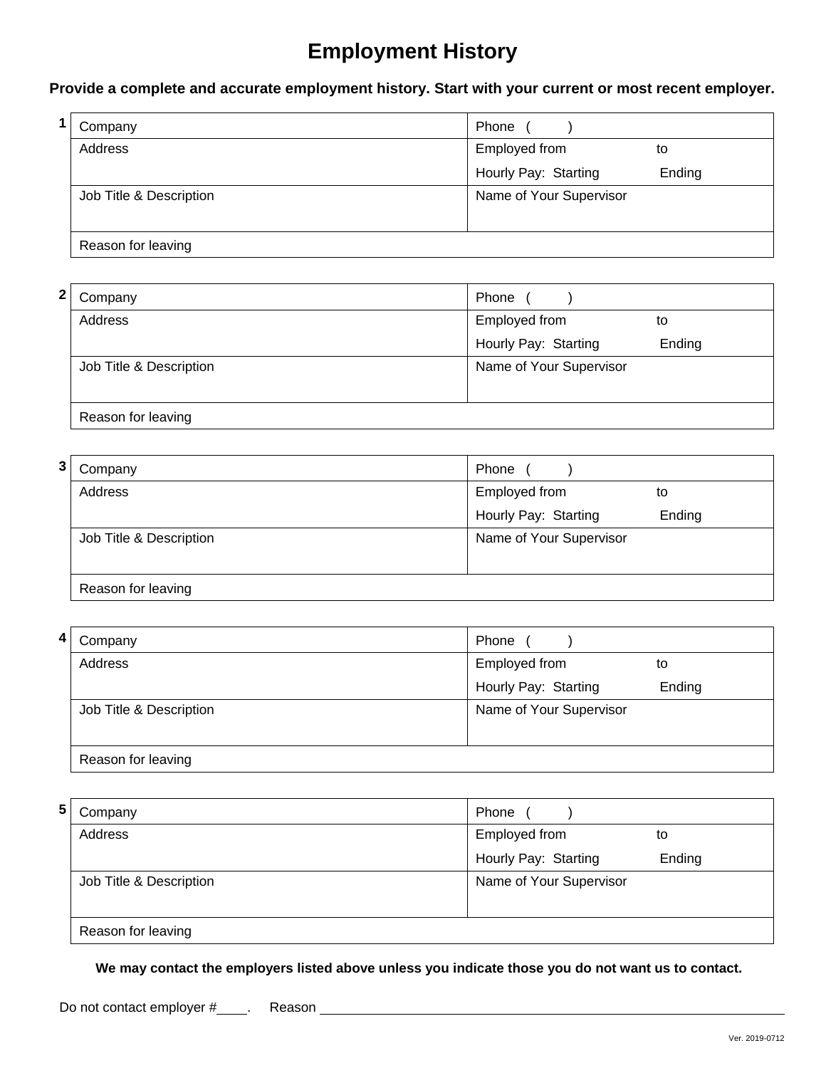# Employment History

**Provide a complete and accurate employment history. Start with your current or most recent employer.**

**1**

| | |
|---|---|
| Company | Phone ( ) |
| Address | Employed from to<br>Hourly Pay: Starting Ending |
| Job Title & Description | Name of Your Supervisor |
| Reason for leaving | |

**2**

| | |
|---|---|
| Company | Phone ( ) |
| Address | Employed from to<br>Hourly Pay: Starting Ending |
| Job Title & Description | Name of Your Supervisor |
| Reason for leaving | |

**3**

| | |
|---|---|
| Company | Phone ( ) |
| Address | Employed from to<br>Hourly Pay: Starting Ending |
| Job Title & Description | Name of Your Supervisor |
| Reason for leaving | |

**4**

| | |
|---|---|
| Company | Phone ( ) |
| Address | Employed from to<br>Hourly Pay: Starting Ending |
| Job Title & Description | Name of Your Supervisor |
| Reason for leaving | |

**5**

| | |
|---|---|
| Company | Phone ( ) |
| Address | Employed from to<br>Hourly Pay: Starting Ending |
| Job Title & Description | Name of Your Supervisor |
| Reason for leaving | |

**We may contact the employers listed above unless you indicate those you do not want us to contact.**

Do not contact employer #____. Reason ______________________________

Ver. 2019-0712